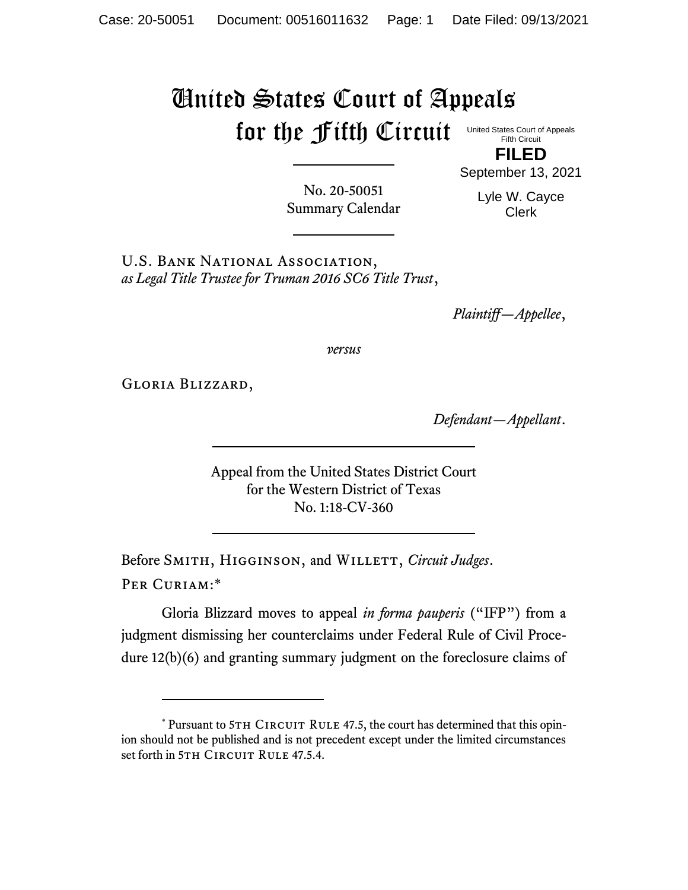# United States Court of Appeals for the Fifth Circuit

United States Court of Appeals
Fifth Circuit

**FILED**

September 13, 2021

Lyle W. Cayce
Clerk

No. 20-50051
Summary Calendar

U.S. Bank National Association,
*as Legal Title Trustee for Truman 2016 SC6 Title Trust*,

*Plaintiff—Appellee*,

*versus*

Gloria Blizzard,

*Defendant—Appellant*.

Appeal from the United States District Court
for the Western District of Texas
No. 1:18-CV-360

Before Smith, Higginson, and Willett, *Circuit Judges*.

Per Curiam:*

Gloria Blizzard moves to appeal *in forma pauperis* ("IFP") from a judgment dismissing her counterclaims under Federal Rule of Civil Procedure 12(b)(6) and granting summary judgment on the foreclosure claims of

---

* Pursuant to 5th Circuit Rule 47.5, the court has determined that this opinion should not be published and is not precedent except under the limited circumstances set forth in 5th Circuit Rule 47.5.4.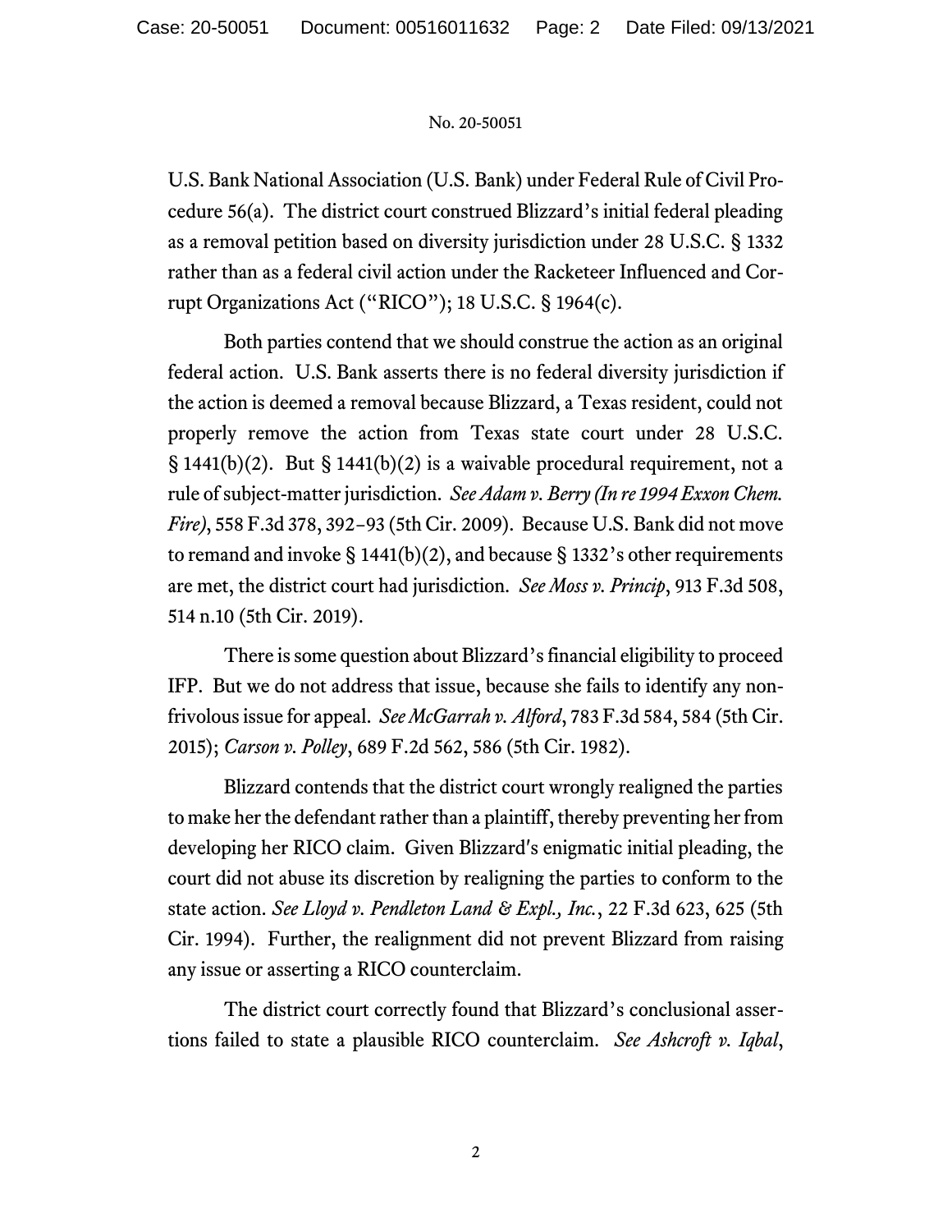U.S. Bank National Association (U.S. Bank) under Federal Rule of Civil Procedure 56(a). The district court construed Blizzard's initial federal pleading as a removal petition based on diversity jurisdiction under 28 U.S.C. § 1332 rather than as a federal civil action under the Racketeer Influenced and Corrupt Organizations Act ("RICO"); 18 U.S.C. § 1964(c).

Both parties contend that we should construe the action as an original federal action. U.S. Bank asserts there is no federal diversity jurisdiction if the action is deemed a removal because Blizzard, a Texas resident, could not properly remove the action from Texas state court under 28 U.S.C. § 1441(b)(2). But § 1441(b)(2) is a waivable procedural requirement, not a rule of subject-matter jurisdiction. *See Adam v. Berry (In re 1994 Exxon Chem. Fire)*, 558 F.3d 378, 392–93 (5th Cir. 2009). Because U.S. Bank did not move to remand and invoke § 1441(b)(2), and because § 1332's other requirements are met, the district court had jurisdiction. *See Moss v. Princip*, 913 F.3d 508, 514 n.10 (5th Cir. 2019).

There is some question about Blizzard's financial eligibility to proceed IFP. But we do not address that issue, because she fails to identify any nonfrivolous issue for appeal. *See McGarrah v. Alford*, 783 F.3d 584, 584 (5th Cir. 2015); *Carson v. Polley*, 689 F.2d 562, 586 (5th Cir. 1982).

Blizzard contends that the district court wrongly realigned the parties to make her the defendant rather than a plaintiff, thereby preventing her from developing her RICO claim. Given Blizzard's enigmatic initial pleading, the court did not abuse its discretion by realigning the parties to conform to the state action. *See Lloyd v. Pendleton Land & Expl., Inc.*, 22 F.3d 623, 625 (5th Cir. 1994). Further, the realignment did not prevent Blizzard from raising any issue or asserting a RICO counterclaim.

The district court correctly found that Blizzard's conclusional assertions failed to state a plausible RICO counterclaim. *See Ashcroft v. Iqbal*,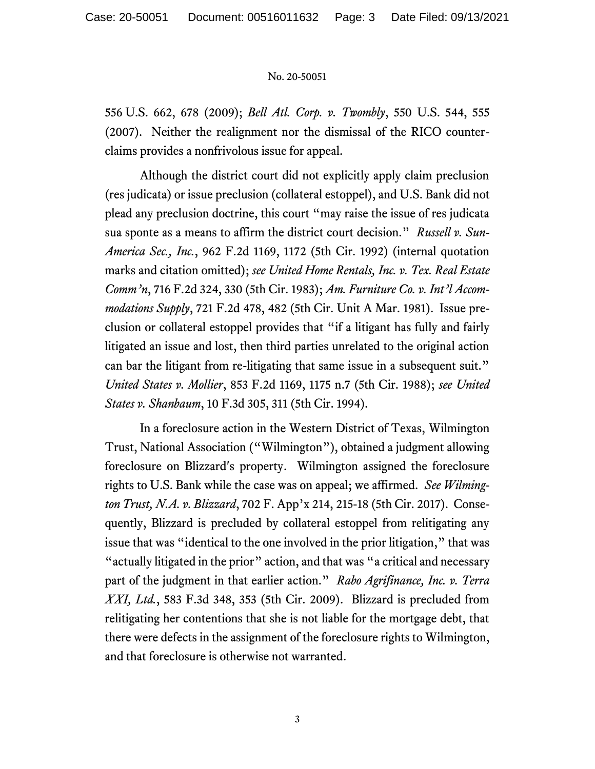556 U.S. 662, 678 (2009); *Bell Atl. Corp. v. Twombly*, 550 U.S. 544, 555 (2007). Neither the realignment nor the dismissal of the RICO counterclaims provides a nonfrivolous issue for appeal.

Although the district court did not explicitly apply claim preclusion (res judicata) or issue preclusion (collateral estoppel), and U.S. Bank did not plead any preclusion doctrine, this court "may raise the issue of res judicata sua sponte as a means to affirm the district court decision." *Russell v. SunAmerica Sec., Inc.*, 962 F.2d 1169, 1172 (5th Cir. 1992) (internal quotation marks and citation omitted); *see United Home Rentals, Inc. v. Tex. Real Estate Comm'n*, 716 F.2d 324, 330 (5th Cir. 1983); *Am. Furniture Co. v. Int'l Accommodations Supply*, 721 F.2d 478, 482 (5th Cir. Unit A Mar. 1981). Issue preclusion or collateral estoppel provides that "if a litigant has fully and fairly litigated an issue and lost, then third parties unrelated to the original action can bar the litigant from re-litigating that same issue in a subsequent suit." *United States v. Mollier*, 853 F.2d 1169, 1175 n.7 (5th Cir. 1988); *see United States v. Shanbaum*, 10 F.3d 305, 311 (5th Cir. 1994).

In a foreclosure action in the Western District of Texas, Wilmington Trust, National Association ("Wilmington"), obtained a judgment allowing foreclosure on Blizzard's property. Wilmington assigned the foreclosure rights to U.S. Bank while the case was on appeal; we affirmed. *See Wilmington Trust, N.A. v. Blizzard*, 702 F. App'x 214, 215-18 (5th Cir. 2017). Consequently, Blizzard is precluded by collateral estoppel from relitigating any issue that was "identical to the one involved in the prior litigation," that was "actually litigated in the prior" action, and that was "a critical and necessary part of the judgment in that earlier action." *Rabo Agrifinance, Inc. v. Terra XXI, Ltd.*, 583 F.3d 348, 353 (5th Cir. 2009). Blizzard is precluded from relitigating her contentions that she is not liable for the mortgage debt, that there were defects in the assignment of the foreclosure rights to Wilmington, and that foreclosure is otherwise not warranted.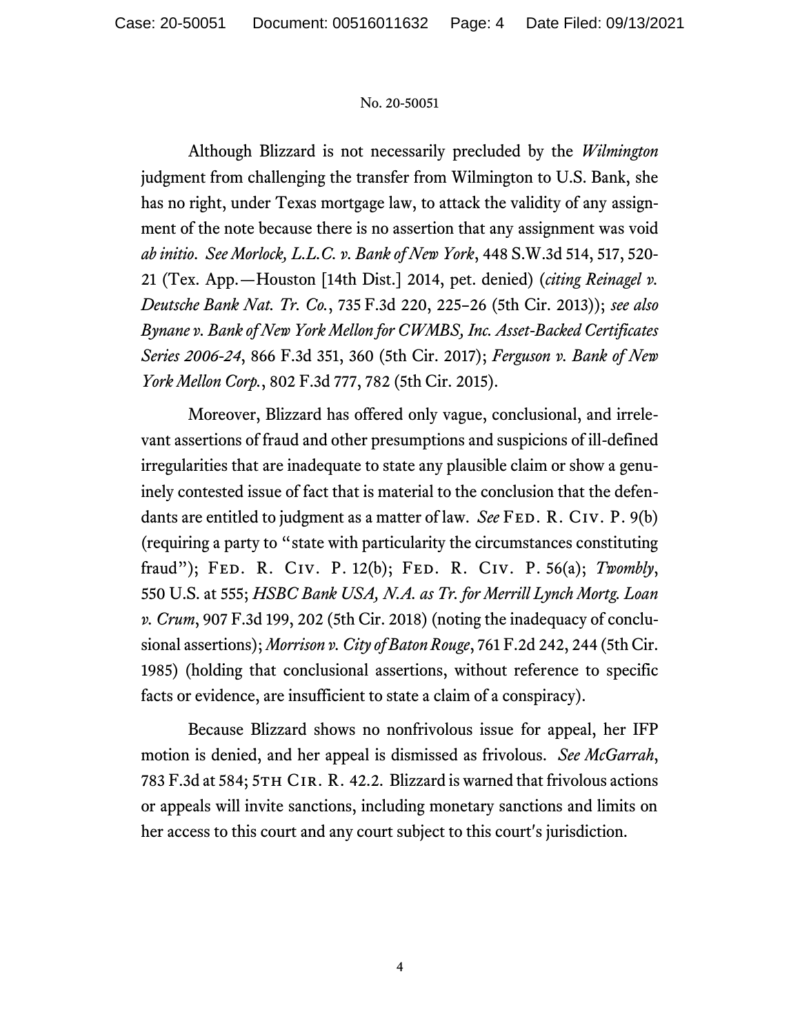Although Blizzard is not necessarily precluded by the *Wilmington* judgment from challenging the transfer from Wilmington to U.S. Bank, she has no right, under Texas mortgage law, to attack the validity of any assignment of the note because there is no assertion that any assignment was void *ab initio*. *See Morlock, L.L.C. v. Bank of New York*, 448 S.W.3d 514, 517, 520-21 (Tex. App.—Houston [14th Dist.] 2014, pet. denied) (*citing Reinagel v. Deutsche Bank Nat. Tr. Co.*, 735 F.3d 220, 225–26 (5th Cir. 2013)); *see also Bynane v. Bank of New York Mellon for CWMBS, Inc. Asset-Backed Certificates Series 2006-24*, 866 F.3d 351, 360 (5th Cir. 2017); *Ferguson v. Bank of New York Mellon Corp.*, 802 F.3d 777, 782 (5th Cir. 2015).

Moreover, Blizzard has offered only vague, conclusional, and irrelevant assertions of fraud and other presumptions and suspicions of ill-defined irregularities that are inadequate to state any plausible claim or show a genuinely contested issue of fact that is material to the conclusion that the defendants are entitled to judgment as a matter of law. *See* Fed. R. Civ. P. 9(b) (requiring a party to "state with particularity the circumstances constituting fraud"); Fed. R. Civ. P. 12(b); Fed. R. Civ. P. 56(a); *Twombly*, 550 U.S. at 555; *HSBC Bank USA, N.A. as Tr. for Merrill Lynch Mortg. Loan v. Crum*, 907 F.3d 199, 202 (5th Cir. 2018) (noting the inadequacy of conclusional assertions); *Morrison v. City of Baton Rouge*, 761 F.2d 242, 244 (5th Cir. 1985) (holding that conclusional assertions, without reference to specific facts or evidence, are insufficient to state a claim of a conspiracy).

Because Blizzard shows no nonfrivolous issue for appeal, her IFP motion is denied, and her appeal is dismissed as frivolous. *See McGarrah*, 783 F.3d at 584; 5th Cir. R. 42.2. Blizzard is warned that frivolous actions or appeals will invite sanctions, including monetary sanctions and limits on her access to this court and any court subject to this court's jurisdiction.